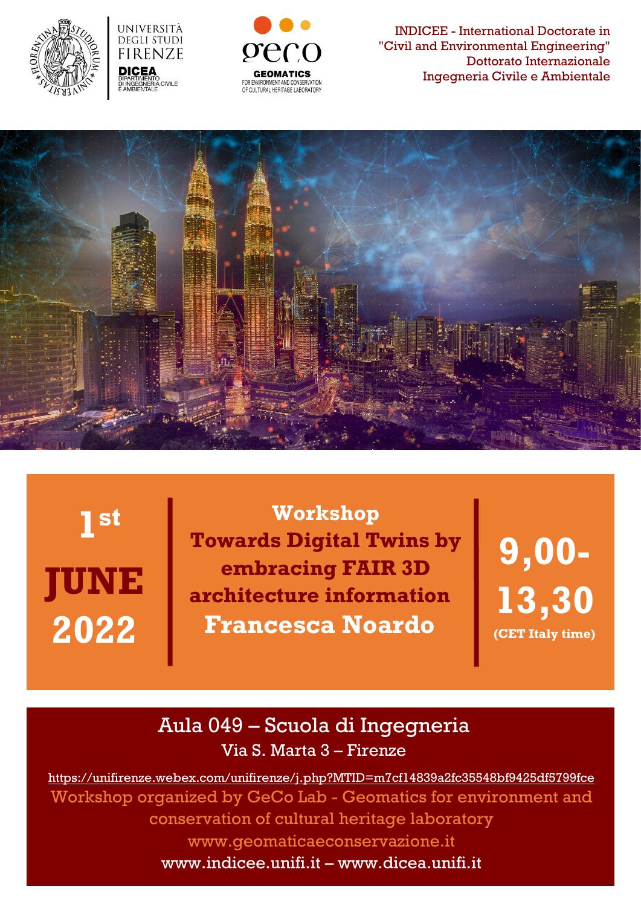UNIVERSITÀ DEGLI STUDI FIRENZE

DICEA DIPARTIMENTO DI INGEGNERIA CIVILE E AMBIENTALE

geco GEOMATICS FOR ENVIRONMENT AND CONSERVATION OF CULTURAL HERITAGE LABORATORY

INDICEE - International Doctorate in "Civil and Environmental Engineering"
Dottorato Internazionale
Ingegneria Civile e Ambientale

**1st JUNE 2022**

# Workshop
# Towards Digital Twins by embracing FAIR 3D architecture information
## Francesca Noardo

**9,00-13,30**
**(CET Italy time)**

Aula 049 – Scuola di Ingegneria
Via S. Marta 3 – Firenze

https://unifirenze.webex.com/unifirenze/j.php?MTID=m7cf14839a2fc35548bf9425df5799fce

Workshop organized by GeCo Lab - Geomatics for environment and conservation of cultural heritage laboratory

www.geomaticaeconservazione.it

www.indicee.unifi.it – www.dicea.unifi.it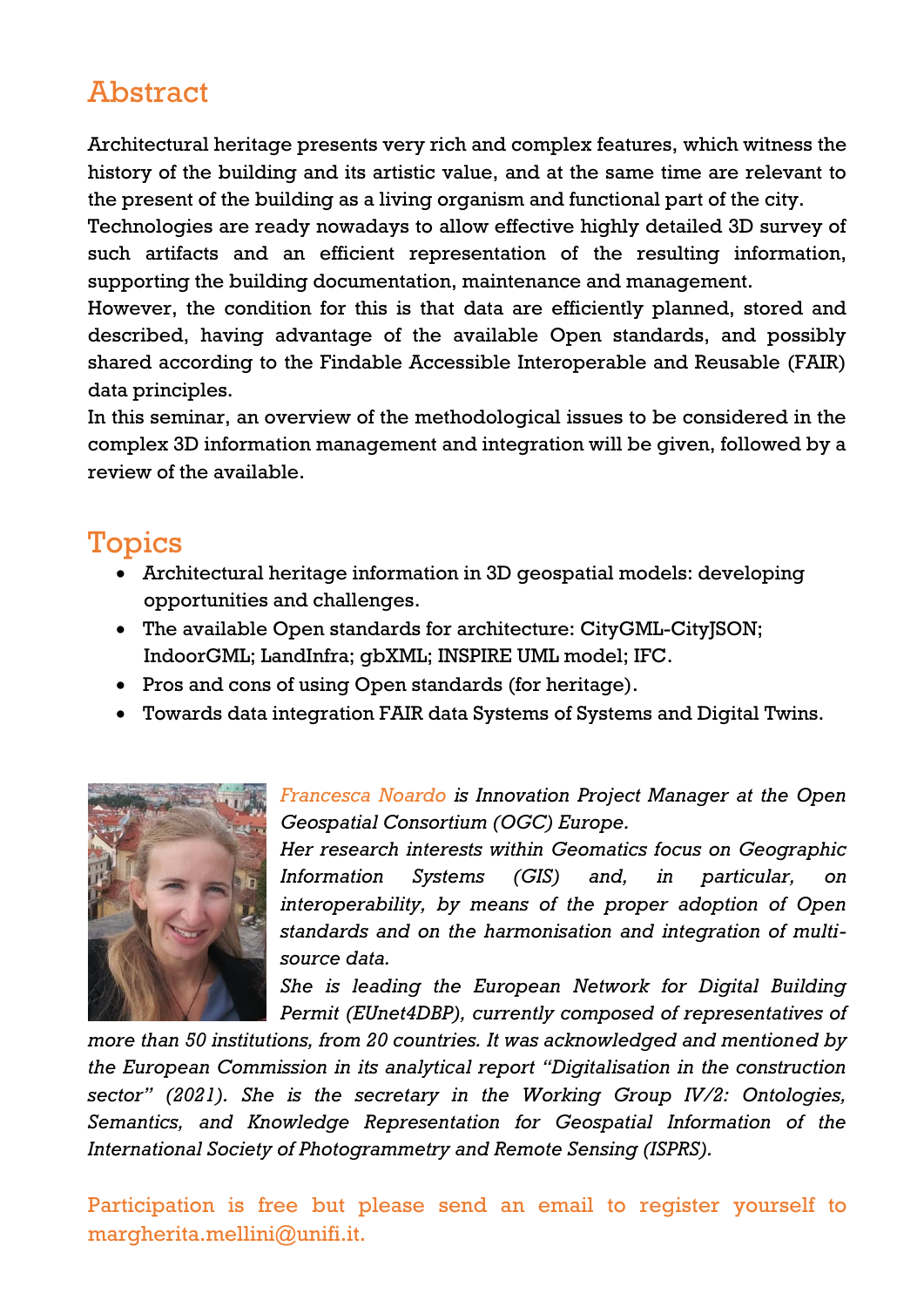## Abstract

Architectural heritage presents very rich and complex features, which witness the history of the building and its artistic value, and at the same time are relevant to the present of the building as a living organism and functional part of the city.
Technologies are ready nowadays to allow effective highly detailed 3D survey of such artifacts and an efficient representation of the resulting information, supporting the building documentation, maintenance and management.
However, the condition for this is that data are efficiently planned, stored and described, having advantage of the available Open standards, and possibly shared according to the Findable Accessible Interoperable and Reusable (FAIR) data principles.
In this seminar, an overview of the methodological issues to be considered in the complex 3D information management and integration will be given, followed by a review of the available.

## Topics

- Architectural heritage information in 3D geospatial models: developing opportunities and challenges.
- The available Open standards for architecture: CityGML-CityJSON; IndoorGML; LandInfra; gbXML; INSPIRE UML model; IFC.
- Pros and cons of using Open standards (for heritage).
- Towards data integration FAIR data Systems of Systems and Digital Twins.

*Francesca Noardo is Innovation Project Manager at the Open Geospatial Consortium (OGC) Europe.*
*Her research interests within Geomatics focus on Geographic Information Systems (GIS) and, in particular, on interoperability, by means of the proper adoption of Open standards and on the harmonisation and integration of multi-source data.*
*She is leading the European Network for Digital Building Permit (EUnet4DBP), currently composed of representatives of more than 50 institutions, from 20 countries. It was acknowledged and mentioned by the European Commission in its analytical report "Digitalisation in the construction sector" (2021). She is the secretary in the Working Group IV/2: Ontologies, Semantics, and Knowledge Representation for Geospatial Information of the International Society of Photogrammetry and Remote Sensing (ISPRS).*

Participation is free but please send an email to register yourself to margherita.mellini@unifi.it.